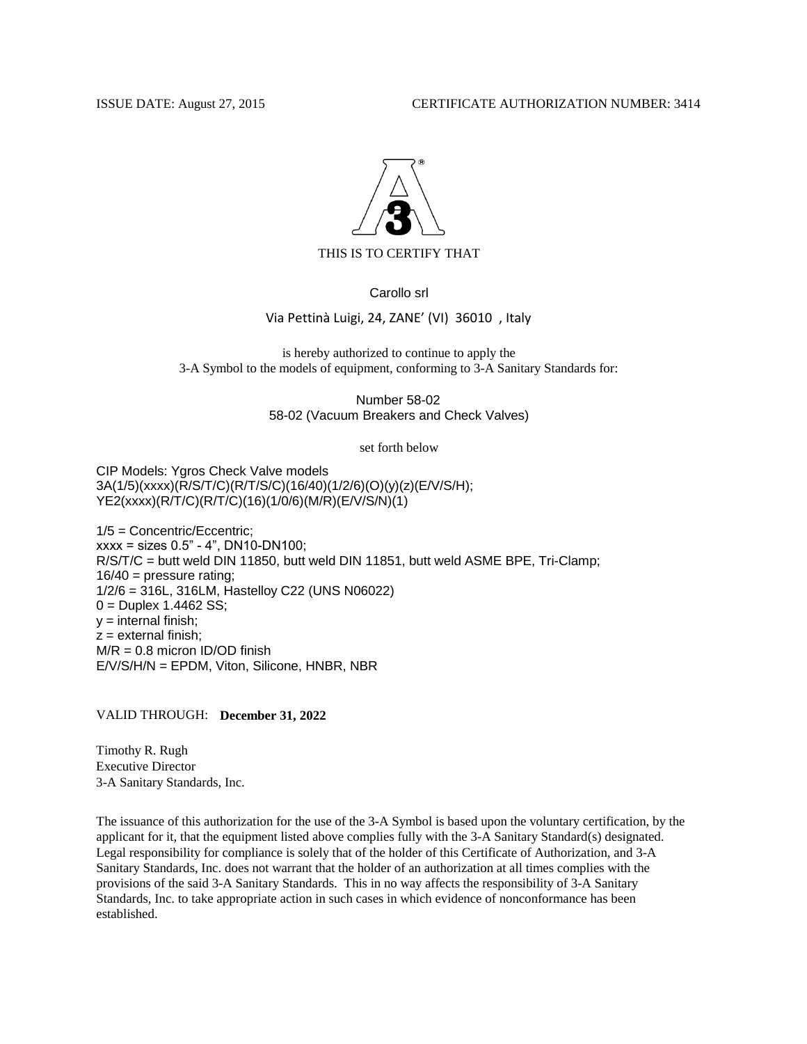ISSUE DATE: August 27, 2015 CERTIFICATE AUTHORIZATION NUMBER: 3414

THIS IS TO CERTIFY THAT

Carollo srl

Via Pettinà Luigi, 24, ZANE' (VI) 36010 , Italy

is hereby authorized to continue to apply the
3-A Symbol to the models of equipment, conforming to 3-A Sanitary Standards for:

Number 58-02
58-02 (Vacuum Breakers and Check Valves)

set forth below

CIP Models: Ygros Check Valve models
3A(1/5)(xxxx)(R/S/T/C)(R/T/S/C)(16/40)(1/2/6)(O)(y)(z)(E/V/S/H);
YE2(xxxx)(R/T/C)(R/T/C)(16)(1/0/6)(M/R)(E/V/S/N)(1)

1/5 = Concentric/Eccentric;
xxxx = sizes 0.5" - 4", DN10-DN100;
R/S/T/C = butt weld DIN 11850, butt weld DIN 11851, butt weld ASME BPE, Tri-Clamp;
16/40 = pressure rating;
1/2/6 = 316L, 316LM, Hastelloy C22 (UNS N06022)
0 = Duplex 1.4462 SS;
y = internal finish;
z = external finish;
M/R = 0.8 micron ID/OD finish
E/V/S/H/N = EPDM, Viton, Silicone, HNBR, NBR

VALID THROUGH: **December 31, 2022**

Timothy R. Rugh
Executive Director
3-A Sanitary Standards, Inc.

The issuance of this authorization for the use of the 3-A Symbol is based upon the voluntary certification, by the applicant for it, that the equipment listed above complies fully with the 3-A Sanitary Standard(s) designated. Legal responsibility for compliance is solely that of the holder of this Certificate of Authorization, and 3-A Sanitary Standards, Inc. does not warrant that the holder of an authorization at all times complies with the provisions of the said 3-A Sanitary Standards. This in no way affects the responsibility of 3-A Sanitary Standards, Inc. to take appropriate action in such cases in which evidence of nonconformance has been established.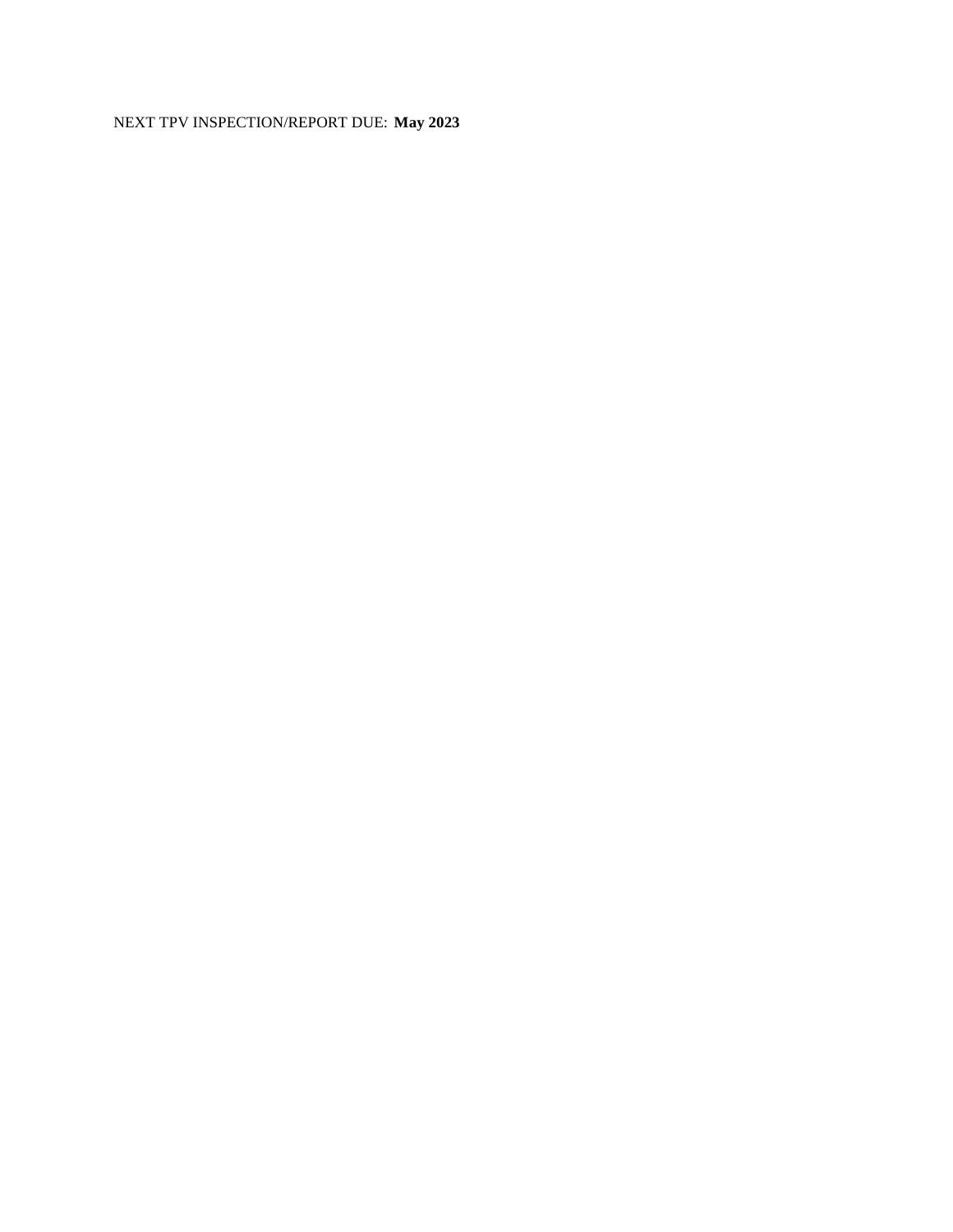NEXT TPV INSPECTION/REPORT DUE: **May 2023**